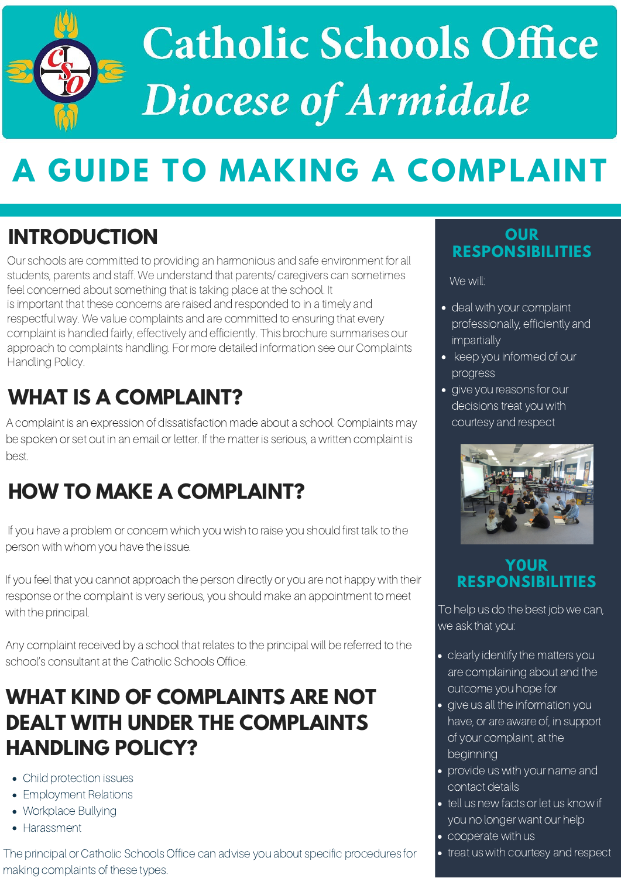# Catholic Schools Office
## *Diocese of Armidale*

# A GUIDE TO MAKING A COMPLAINT

## INTRODUCTION

Our schools are committed to providing an harmonious and safe environment for all students, parents and staff. We understand that parents/ caregivers can sometimes feel concerned about something that is taking place at the school. It is important that these concerns are raised and responded to in a timely and respectful way. We value complaints and are committed to ensuring that every complaint is handled fairly, effectively and efficiently. This brochure summarises our approach to complaints handling. For more detailed information see our Complaints Handling Policy.

## WHAT IS A COMPLAINT?

A complaint is an expression of dissatisfaction made about a school. Complaints may be spoken or set out in an email or letter. If the matter is serious, a written complaint is best.

## HOW TO MAKE A COMPLAINT?

If you have a problem or concern which you wish to raise you should first talk to the person with whom you have the issue.

If you feel that you cannot approach the person directly or you are not happy with their response or the complaint is very serious, you should make an appointment to meet with the principal.

Any complaint received by a school that relates to the principal will be referred to the school's consultant at the Catholic Schools Office.

## WHAT KIND OF COMPLAINTS ARE NOT DEALT WITH UNDER THE COMPLAINTS HANDLING POLICY?

- Child protection issues
- Employment Relations
- Workplace Bullying
- Harassment

The principal or Catholic Schools Office can advise you about specific procedures for making complaints of these types.

## OUR RESPONSIBILITIES

We will:

- deal with your complaint professionally, efficiently and impartially
- keep you informed of our progress
- give you reasons for our decisions treat you with courtesy and respect

## YOUR RESPONSIBILITIES

To help us do the best job we can, we ask that you:

- clearly identify the matters you are complaining about and the outcome you hope for
- give us all the information you have, or are aware of, in support of your complaint, at the beginning
- provide us with your name and contact details
- tell us new facts or let us know if you no longer want our help
- cooperate with us
- treat us with courtesy and respect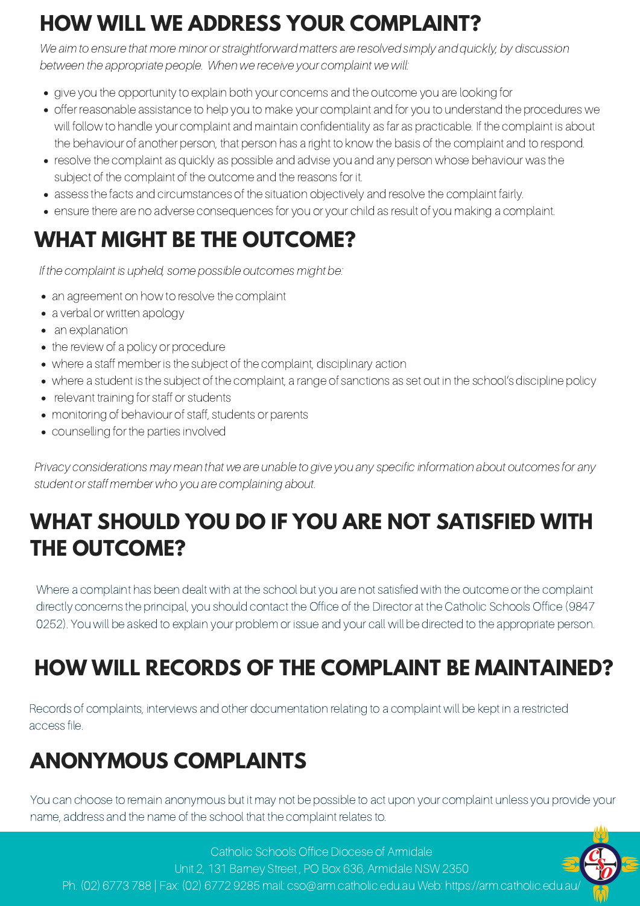## HOW WILL WE ADDRESS YOUR COMPLAINT?

*We aim to ensure that more minor or straightforward matters are resolved simply and quickly, by discussion between the appropriate people. When we receive your complaint we will:*

- give you the opportunity to explain both your concerns and the outcome you are looking for
- offer reasonable assistance to help you to make your complaint and for you to understand the procedures we will follow to handle your complaint and maintain confidentiality as far as practicable. If the complaint is about the behaviour of another person, that person has a right to know the basis of the complaint and to respond.
- resolve the complaint as quickly as possible and advise you and any person whose behaviour was the subject of the complaint of the outcome and the reasons for it.
- assess the facts and circumstances of the situation objectively and resolve the complaint fairly.
- ensure there are no adverse consequences for you or your child as result of you making a complaint.

## WHAT MIGHT BE THE OUTCOME?

*If the complaint is upheld, some possible outcomes might be:*

- an agreement on how to resolve the complaint
- a verbal or written apology
- an explanation
- the review of a policy or procedure
- where a staff member is the subject of the complaint, disciplinary action
- where a student is the subject of the complaint, a range of sanctions as set out in the school's discipline policy
- relevant training for staff or students
- monitoring of behaviour of staff, students or parents
- counselling for the parties involved

*Privacy considerations may mean that we are unable to give you any specific information about outcomes for any student or staff member who you are complaining about.*

## WHAT SHOULD YOU DO IF YOU ARE NOT SATISFIED WITH THE OUTCOME?

Where a complaint has been dealt with at the school but you are not satisfied with the outcome or the complaint directly concerns the principal, you should contact the Office of the Director at the Catholic Schools Office (9847 0252). You will be asked to explain your problem or issue and your call will be directed to the appropriate person.

## HOW WILL RECORDS OF THE COMPLAINT BE MAINTAINED?

Records of complaints, interviews and other documentation relating to a complaint will be kept in a restricted access file.

## ANONYMOUS COMPLAINTS

You can choose to remain anonymous but it may not be possible to act upon your complaint unless you provide your name, address and the name of the school that the complaint relates to.

Catholic Schools Office Diocese of Armidale
Unit 2, 131 Barney Street, PO Box 636, Armidale NSW 2350
Ph. (02) 6773 788 | Fax: (02) 6772 9285 mail: cso@arm.catholic.edu.au Web: https://arm.catholic.edu.au/